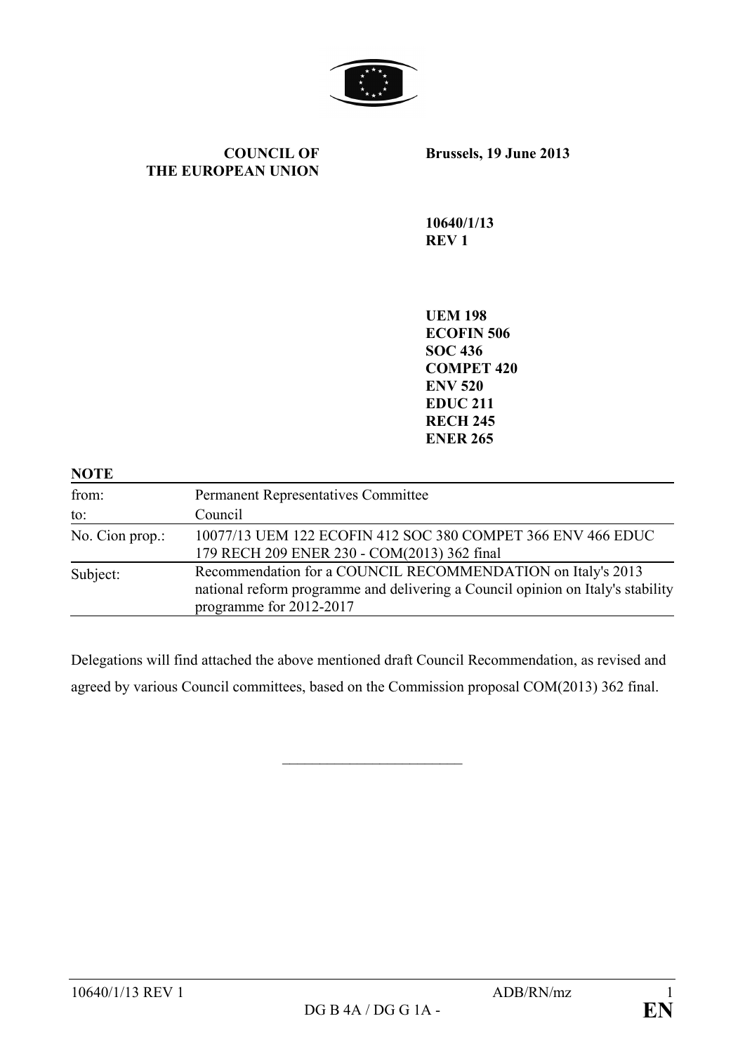**COUNCIL OF THE EUROPEAN UNION**

**Brussels, 19 June 2013**

**10640/1/13**
**REV 1**

**UEM 198**
**ECOFIN 506**
**SOC 436**
**COMPET 420**
**ENV 520**
**EDUC 211**
**RECH 245**
**ENER 265**

**NOTE**

| | |
|---|---|
| from: | Permanent Representatives Committee |
| to: | Council |
| No. Cion prop.: | 10077/13 UEM 122 ECOFIN 412 SOC 380 COMPET 366 ENV 466 EDUC 179 RECH 209 ENER 230 - COM(2013) 362 final |
| Subject: | Recommendation for a COUNCIL RECOMMENDATION on Italy's 2013 national reform programme and delivering a Council opinion on Italy's stability programme for 2012-2017 |

Delegations will find attached the above mentioned draft Council Recommendation, as revised and agreed by various Council committees, based on the Commission proposal COM(2013) 362 final.

\_\_\_\_\_\_\_\_\_\_\_\_\_\_\_\_\_\_\_\_\_\_\_\_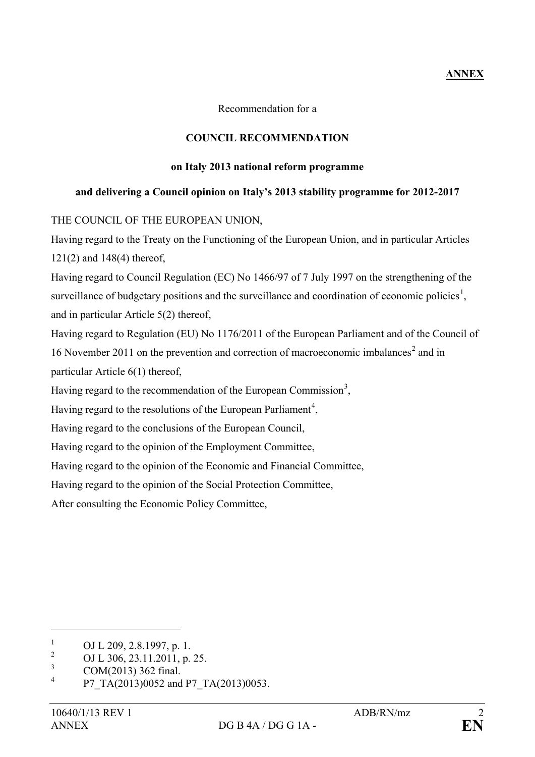**ANNEX**

Recommendation for a

**COUNCIL RECOMMENDATION**

**on Italy 2013 national reform programme**

**and delivering a Council opinion on Italy's 2013 stability programme for 2012-2017**

THE COUNCIL OF THE EUROPEAN UNION,

Having regard to the Treaty on the Functioning of the European Union, and in particular Articles 121(2) and 148(4) thereof,

Having regard to Council Regulation (EC) No 1466/97 of 7 July 1997 on the strengthening of the surveillance of budgetary positions and the surveillance and coordination of economic policies[1], and in particular Article 5(2) thereof,

Having regard to Regulation (EU) No 1176/2011 of the European Parliament and of the Council of 16 November 2011 on the prevention and correction of macroeconomic imbalances[2] and in particular Article 6(1) thereof,

Having regard to the recommendation of the European Commission[3],

Having regard to the resolutions of the European Parliament[4],

Having regard to the conclusions of the European Council,

Having regard to the opinion of the Employment Committee,

Having regard to the opinion of the Economic and Financial Committee,

Having regard to the opinion of the Social Protection Committee,

After consulting the Economic Policy Committee,

---

[1] OJ L 209, 2.8.1997, p. 1.

[2] OJ L 306, 23.11.2011, p. 25.

[3] COM(2013) 362 final.

[4] P7_TA(2013)0052 and P7_TA(2013)0053.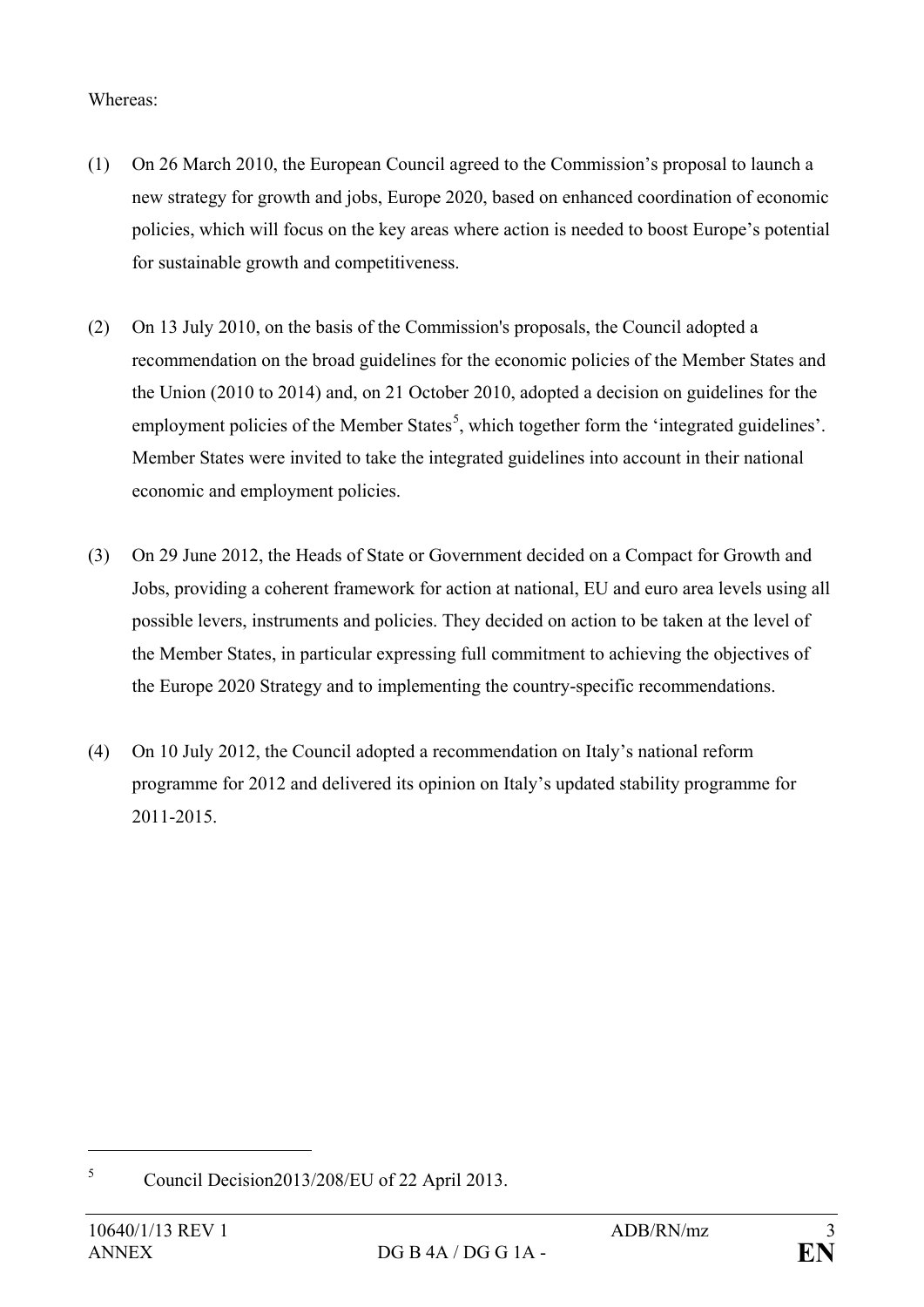Whereas:

(1) On 26 March 2010, the European Council agreed to the Commission's proposal to launch a new strategy for growth and jobs, Europe 2020, based on enhanced coordination of economic policies, which will focus on the key areas where action is needed to boost Europe's potential for sustainable growth and competitiveness.

(2) On 13 July 2010, on the basis of the Commission's proposals, the Council adopted a recommendation on the broad guidelines for the economic policies of the Member States and the Union (2010 to 2014) and, on 21 October 2010, adopted a decision on guidelines for the employment policies of the Member States[5], which together form the 'integrated guidelines'. Member States were invited to take the integrated guidelines into account in their national economic and employment policies.

(3) On 29 June 2012, the Heads of State or Government decided on a Compact for Growth and Jobs, providing a coherent framework for action at national, EU and euro area levels using all possible levers, instruments and policies. They decided on action to be taken at the level of the Member States, in particular expressing full commitment to achieving the objectives of the Europe 2020 Strategy and to implementing the country-specific recommendations.

(4) On 10 July 2012, the Council adopted a recommendation on Italy's national reform programme for 2012 and delivered its opinion on Italy's updated stability programme for 2011-2015.

---

[5] Council Decision2013/208/EU of 22 April 2013.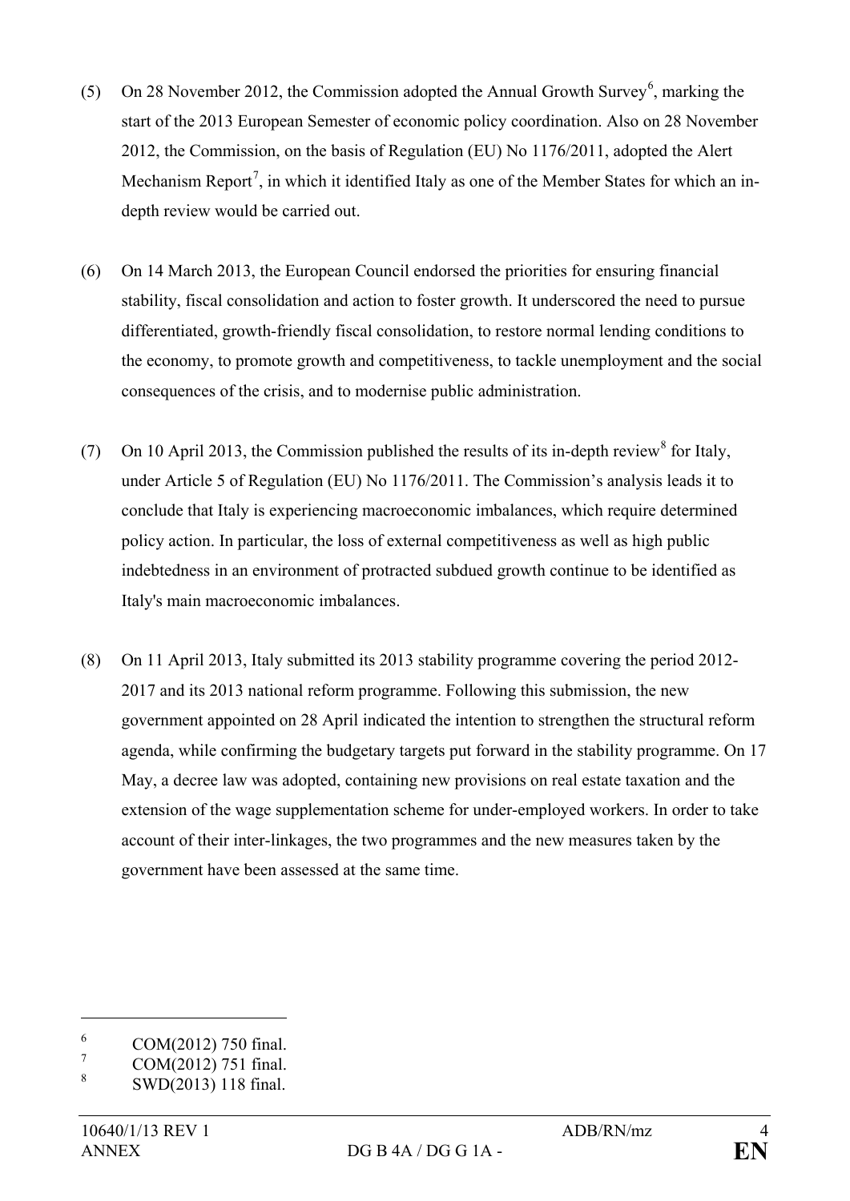(5) On 28 November 2012, the Commission adopted the Annual Growth Survey[6], marking the start of the 2013 European Semester of economic policy coordination. Also on 28 November 2012, the Commission, on the basis of Regulation (EU) No 1176/2011, adopted the Alert Mechanism Report[7], in which it identified Italy as one of the Member States for which an in-depth review would be carried out.

(6) On 14 March 2013, the European Council endorsed the priorities for ensuring financial stability, fiscal consolidation and action to foster growth. It underscored the need to pursue differentiated, growth-friendly fiscal consolidation, to restore normal lending conditions to the economy, to promote growth and competitiveness, to tackle unemployment and the social consequences of the crisis, and to modernise public administration.

(7) On 10 April 2013, the Commission published the results of its in-depth review[8] for Italy, under Article 5 of Regulation (EU) No 1176/2011. The Commission's analysis leads it to conclude that Italy is experiencing macroeconomic imbalances, which require determined policy action. In particular, the loss of external competitiveness as well as high public indebtedness in an environment of protracted subdued growth continue to be identified as Italy's main macroeconomic imbalances.

(8) On 11 April 2013, Italy submitted its 2013 stability programme covering the period 2012-2017 and its 2013 national reform programme. Following this submission, the new government appointed on 28 April indicated the intention to strengthen the structural reform agenda, while confirming the budgetary targets put forward in the stability programme. On 17 May, a decree law was adopted, containing new provisions on real estate taxation and the extension of the wage supplementation scheme for under-employed workers. In order to take account of their inter-linkages, the two programmes and the new measures taken by the government have been assessed at the same time.

---

[6] COM(2012) 750 final.

[7] COM(2012) 751 final.

[8] SWD(2013) 118 final.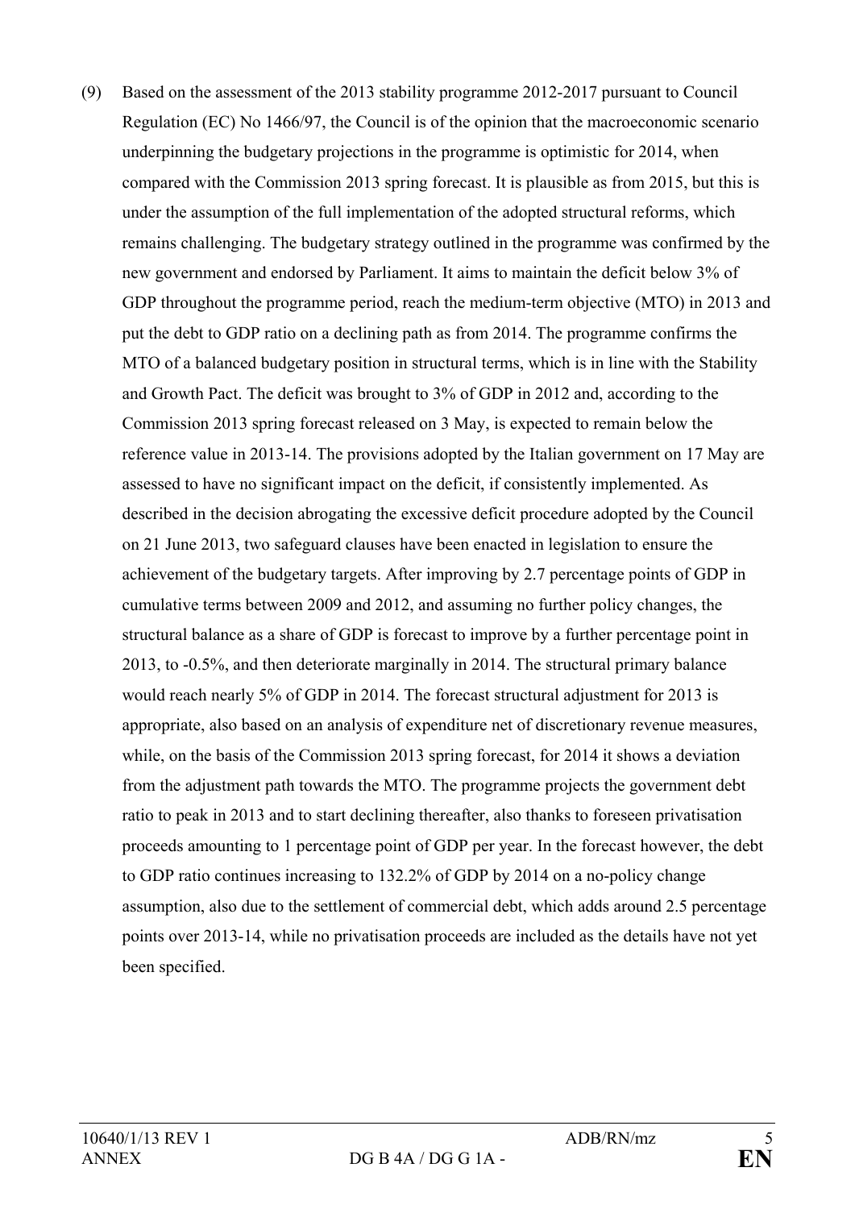(9) Based on the assessment of the 2013 stability programme 2012-2017 pursuant to Council Regulation (EC) No 1466/97, the Council is of the opinion that the macroeconomic scenario underpinning the budgetary projections in the programme is optimistic for 2014, when compared with the Commission 2013 spring forecast. It is plausible as from 2015, but this is under the assumption of the full implementation of the adopted structural reforms, which remains challenging. The budgetary strategy outlined in the programme was confirmed by the new government and endorsed by Parliament. It aims to maintain the deficit below 3% of GDP throughout the programme period, reach the medium-term objective (MTO) in 2013 and put the debt to GDP ratio on a declining path as from 2014. The programme confirms the MTO of a balanced budgetary position in structural terms, which is in line with the Stability and Growth Pact. The deficit was brought to 3% of GDP in 2012 and, according to the Commission 2013 spring forecast released on 3 May, is expected to remain below the reference value in 2013-14. The provisions adopted by the Italian government on 17 May are assessed to have no significant impact on the deficit, if consistently implemented. As described in the decision abrogating the excessive deficit procedure adopted by the Council on 21 June 2013, two safeguard clauses have been enacted in legislation to ensure the achievement of the budgetary targets. After improving by 2.7 percentage points of GDP in cumulative terms between 2009 and 2012, and assuming no further policy changes, the structural balance as a share of GDP is forecast to improve by a further percentage point in 2013, to -0.5%, and then deteriorate marginally in 2014. The structural primary balance would reach nearly 5% of GDP in 2014. The forecast structural adjustment for 2013 is appropriate, also based on an analysis of expenditure net of discretionary revenue measures, while, on the basis of the Commission 2013 spring forecast, for 2014 it shows a deviation from the adjustment path towards the MTO. The programme projects the government debt ratio to peak in 2013 and to start declining thereafter, also thanks to foreseen privatisation proceeds amounting to 1 percentage point of GDP per year. In the forecast however, the debt to GDP ratio continues increasing to 132.2% of GDP by 2014 on a no-policy change assumption, also due to the settlement of commercial debt, which adds around 2.5 percentage points over 2013-14, while no privatisation proceeds are included as the details have not yet been specified.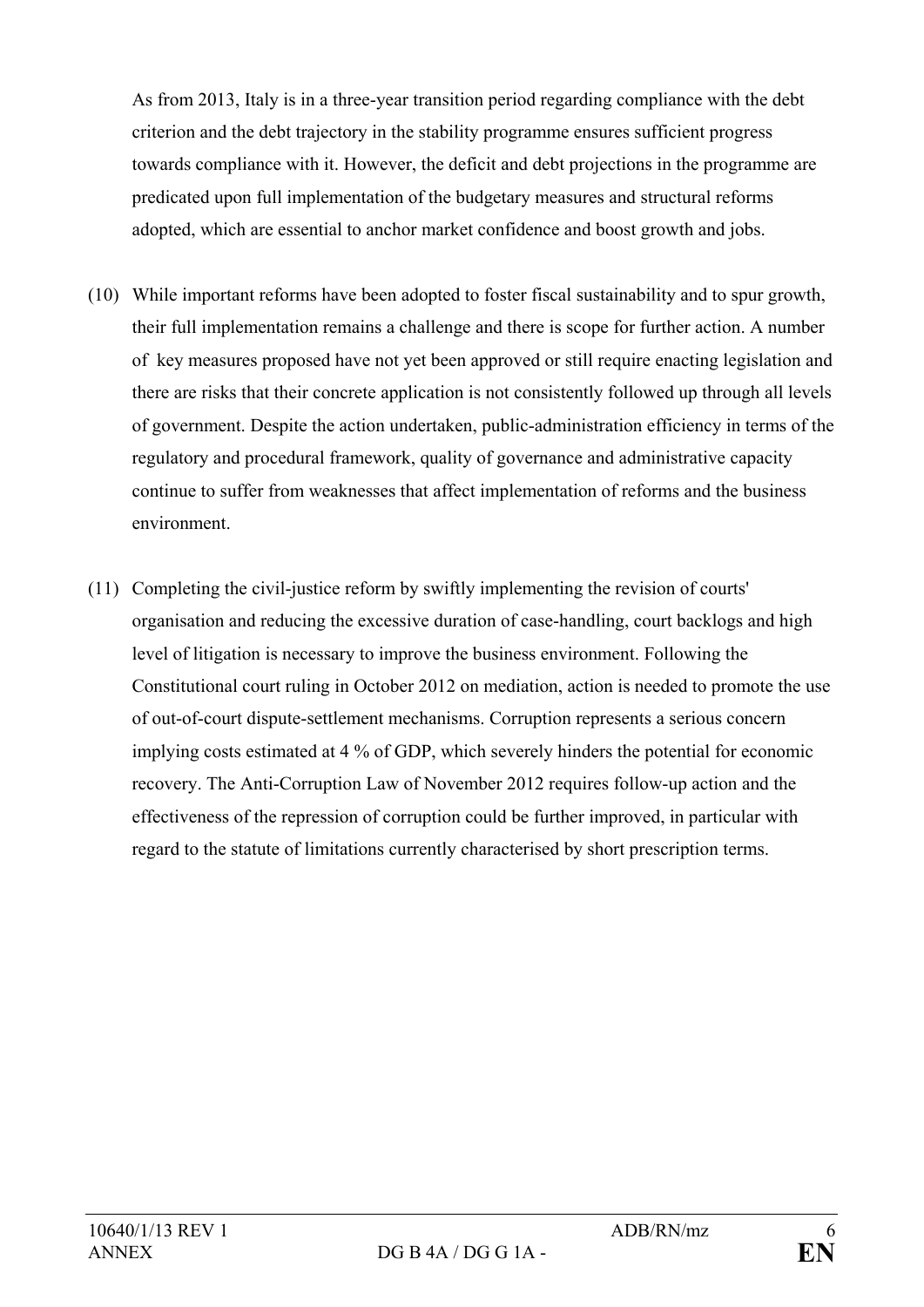As from 2013, Italy is in a three-year transition period regarding compliance with the debt criterion and the debt trajectory in the stability programme ensures sufficient progress towards compliance with it. However, the deficit and debt projections in the programme are predicated upon full implementation of the budgetary measures and structural reforms adopted, which are essential to anchor market confidence and boost growth and jobs.

(10) While important reforms have been adopted to foster fiscal sustainability and to spur growth, their full implementation remains a challenge and there is scope for further action. A number of key measures proposed have not yet been approved or still require enacting legislation and there are risks that their concrete application is not consistently followed up through all levels of government. Despite the action undertaken, public-administration efficiency in terms of the regulatory and procedural framework, quality of governance and administrative capacity continue to suffer from weaknesses that affect implementation of reforms and the business environment.

(11) Completing the civil-justice reform by swiftly implementing the revision of courts' organisation and reducing the excessive duration of case-handling, court backlogs and high level of litigation is necessary to improve the business environment. Following the Constitutional court ruling in October 2012 on mediation, action is needed to promote the use of out-of-court dispute-settlement mechanisms. Corruption represents a serious concern implying costs estimated at 4 % of GDP, which severely hinders the potential for economic recovery. The Anti-Corruption Law of November 2012 requires follow-up action and the effectiveness of the repression of corruption could be further improved, in particular with regard to the statute of limitations currently characterised by short prescription terms.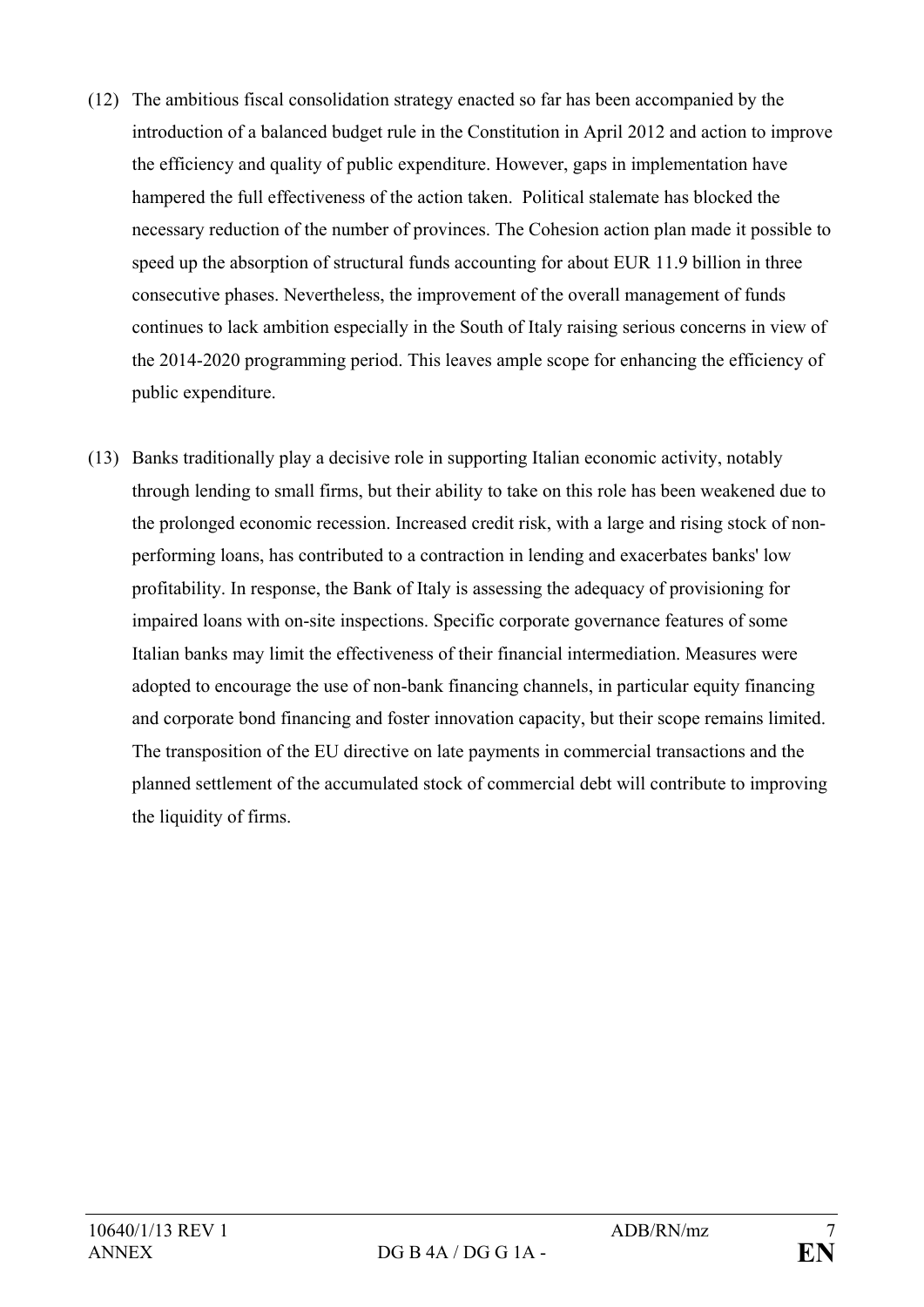(12) The ambitious fiscal consolidation strategy enacted so far has been accompanied by the introduction of a balanced budget rule in the Constitution in April 2012 and action to improve the efficiency and quality of public expenditure. However, gaps in implementation have hampered the full effectiveness of the action taken. Political stalemate has blocked the necessary reduction of the number of provinces. The Cohesion action plan made it possible to speed up the absorption of structural funds accounting for about EUR 11.9 billion in three consecutive phases. Nevertheless, the improvement of the overall management of funds continues to lack ambition especially in the South of Italy raising serious concerns in view of the 2014-2020 programming period. This leaves ample scope for enhancing the efficiency of public expenditure.

(13) Banks traditionally play a decisive role in supporting Italian economic activity, notably through lending to small firms, but their ability to take on this role has been weakened due to the prolonged economic recession. Increased credit risk, with a large and rising stock of non-performing loans, has contributed to a contraction in lending and exacerbates banks' low profitability. In response, the Bank of Italy is assessing the adequacy of provisioning for impaired loans with on-site inspections. Specific corporate governance features of some Italian banks may limit the effectiveness of their financial intermediation. Measures were adopted to encourage the use of non-bank financing channels, in particular equity financing and corporate bond financing and foster innovation capacity, but their scope remains limited. The transposition of the EU directive on late payments in commercial transactions and the planned settlement of the accumulated stock of commercial debt will contribute to improving the liquidity of firms.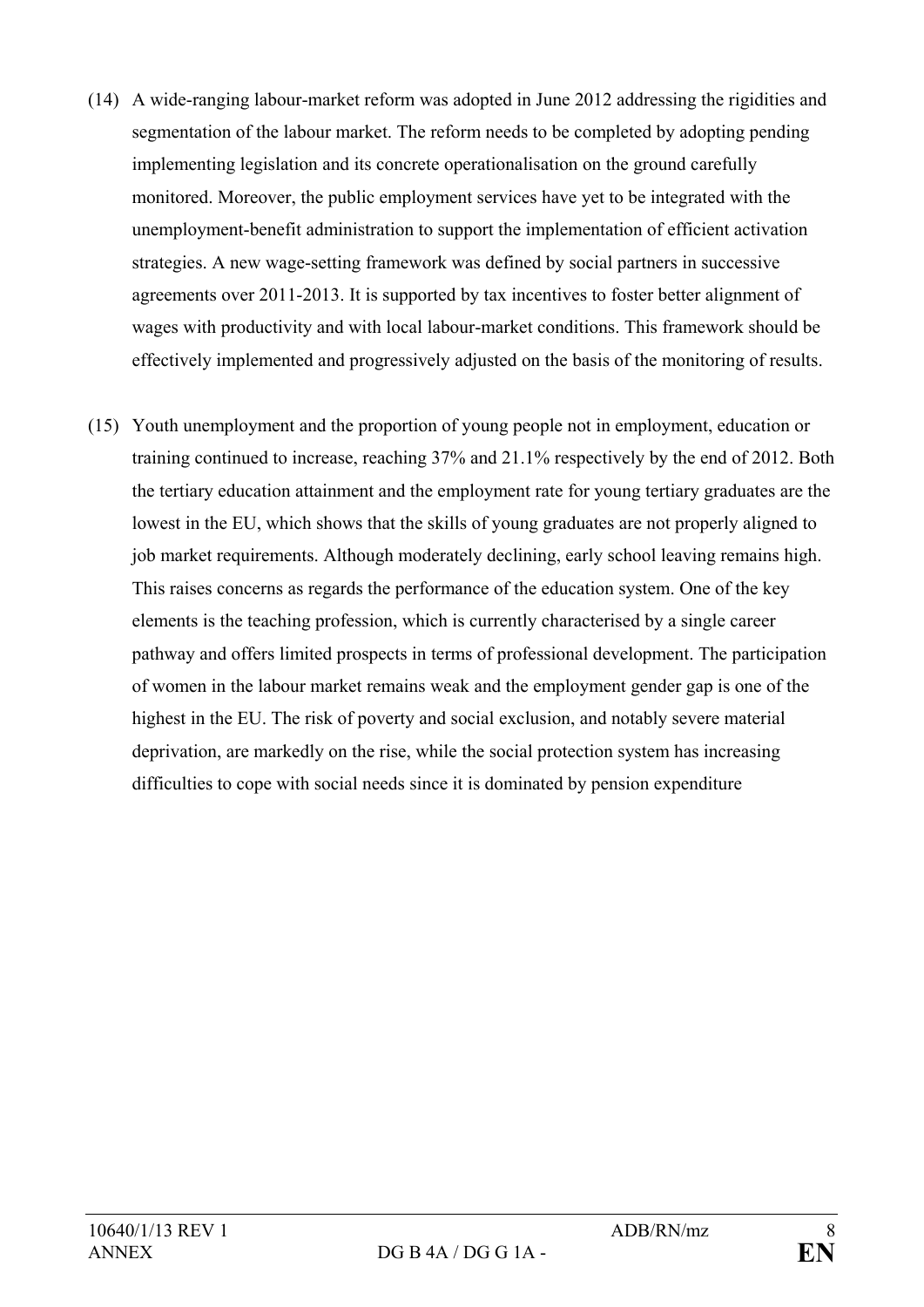(14) A wide-ranging labour-market reform was adopted in June 2012 addressing the rigidities and segmentation of the labour market. The reform needs to be completed by adopting pending implementing legislation and its concrete operationalisation on the ground carefully monitored. Moreover, the public employment services have yet to be integrated with the unemployment-benefit administration to support the implementation of efficient activation strategies. A new wage-setting framework was defined by social partners in successive agreements over 2011-2013. It is supported by tax incentives to foster better alignment of wages with productivity and with local labour-market conditions. This framework should be effectively implemented and progressively adjusted on the basis of the monitoring of results.

(15) Youth unemployment and the proportion of young people not in employment, education or training continued to increase, reaching 37% and 21.1% respectively by the end of 2012. Both the tertiary education attainment and the employment rate for young tertiary graduates are the lowest in the EU, which shows that the skills of young graduates are not properly aligned to job market requirements. Although moderately declining, early school leaving remains high. This raises concerns as regards the performance of the education system. One of the key elements is the teaching profession, which is currently characterised by a single career pathway and offers limited prospects in terms of professional development. The participation of women in the labour market remains weak and the employment gender gap is one of the highest in the EU. The risk of poverty and social exclusion, and notably severe material deprivation, are markedly on the rise, while the social protection system has increasing difficulties to cope with social needs since it is dominated by pension expenditure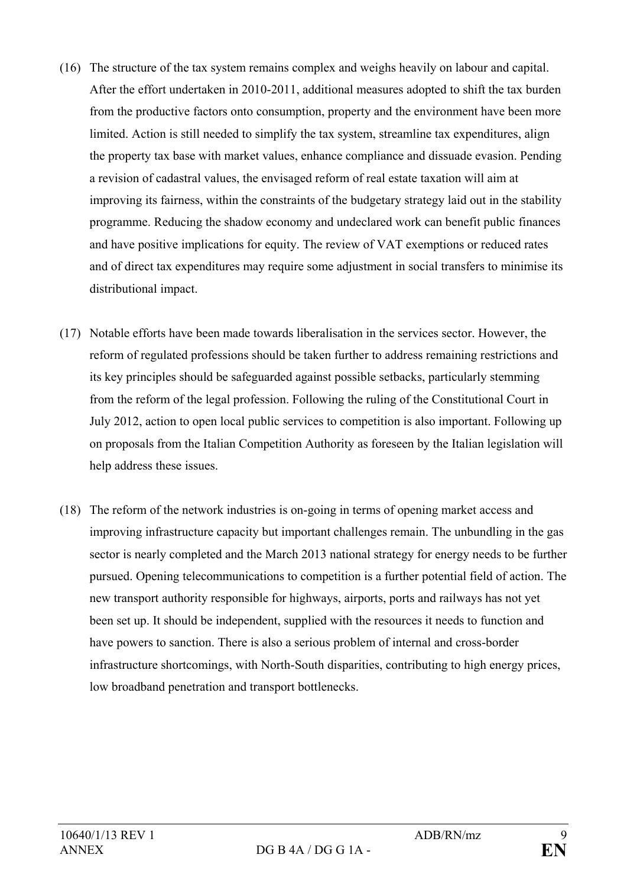(16) The structure of the tax system remains complex and weighs heavily on labour and capital. After the effort undertaken in 2010-2011, additional measures adopted to shift the tax burden from the productive factors onto consumption, property and the environment have been more limited. Action is still needed to simplify the tax system, streamline tax expenditures, align the property tax base with market values, enhance compliance and dissuade evasion. Pending a revision of cadastral values, the envisaged reform of real estate taxation will aim at improving its fairness, within the constraints of the budgetary strategy laid out in the stability programme. Reducing the shadow economy and undeclared work can benefit public finances and have positive implications for equity. The review of VAT exemptions or reduced rates and of direct tax expenditures may require some adjustment in social transfers to minimise its distributional impact.

(17) Notable efforts have been made towards liberalisation in the services sector. However, the reform of regulated professions should be taken further to address remaining restrictions and its key principles should be safeguarded against possible setbacks, particularly stemming from the reform of the legal profession. Following the ruling of the Constitutional Court in July 2012, action to open local public services to competition is also important. Following up on proposals from the Italian Competition Authority as foreseen by the Italian legislation will help address these issues.

(18) The reform of the network industries is on-going in terms of opening market access and improving infrastructure capacity but important challenges remain. The unbundling in the gas sector is nearly completed and the March 2013 national strategy for energy needs to be further pursued. Opening telecommunications to competition is a further potential field of action. The new transport authority responsible for highways, airports, ports and railways has not yet been set up. It should be independent, supplied with the resources it needs to function and have powers to sanction. There is also a serious problem of internal and cross-border infrastructure shortcomings, with North-South disparities, contributing to high energy prices, low broadband penetration and transport bottlenecks.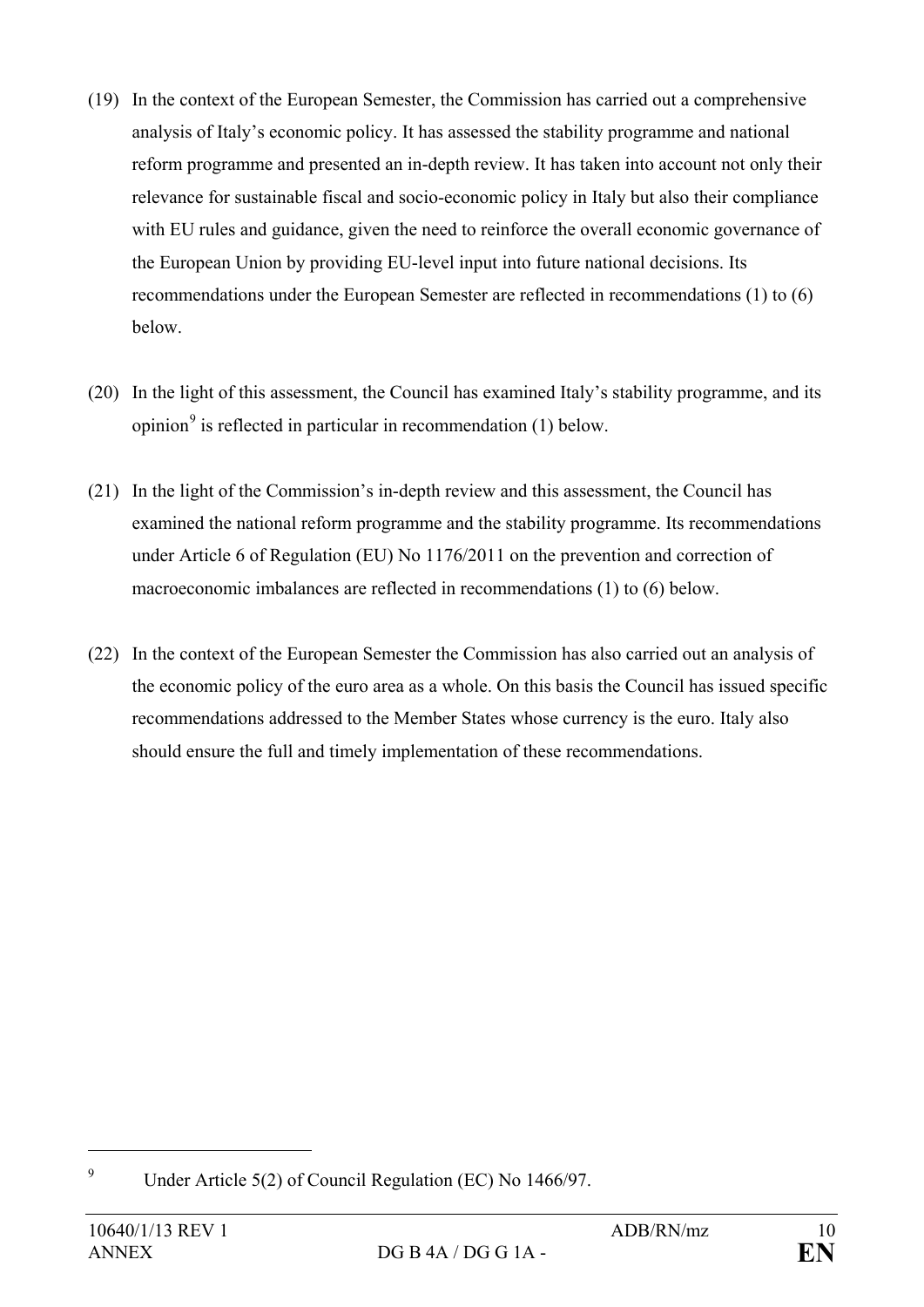(19) In the context of the European Semester, the Commission has carried out a comprehensive analysis of Italy's economic policy. It has assessed the stability programme and national reform programme and presented an in-depth review. It has taken into account not only their relevance for sustainable fiscal and socio-economic policy in Italy but also their compliance with EU rules and guidance, given the need to reinforce the overall economic governance of the European Union by providing EU-level input into future national decisions. Its recommendations under the European Semester are reflected in recommendations (1) to (6) below.

(20) In the light of this assessment, the Council has examined Italy's stability programme, and its opinion[9] is reflected in particular in recommendation (1) below.

(21) In the light of the Commission's in-depth review and this assessment, the Council has examined the national reform programme and the stability programme. Its recommendations under Article 6 of Regulation (EU) No 1176/2011 on the prevention and correction of macroeconomic imbalances are reflected in recommendations (1) to (6) below.

(22) In the context of the European Semester the Commission has also carried out an analysis of the economic policy of the euro area as a whole. On this basis the Council has issued specific recommendations addressed to the Member States whose currency is the euro. Italy also should ensure the full and timely implementation of these recommendations.

---

[9] Under Article 5(2) of Council Regulation (EC) No 1466/97.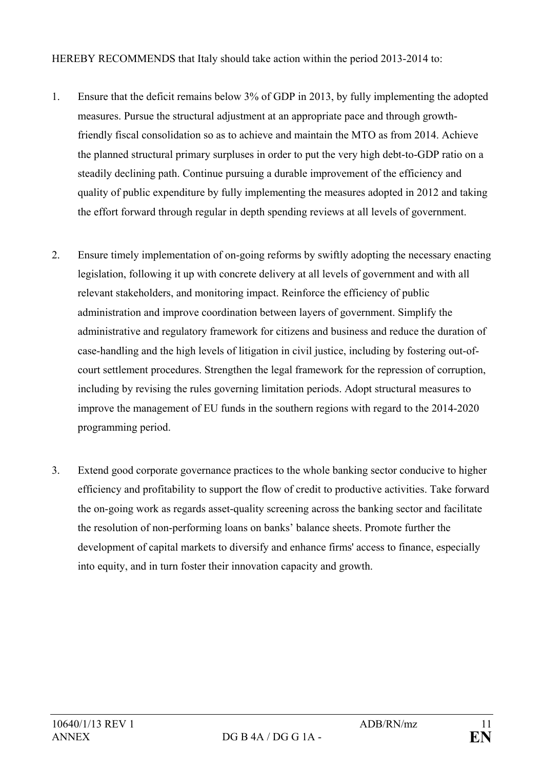HEREBY RECOMMENDS that Italy should take action within the period 2013-2014 to:

1. Ensure that the deficit remains below 3% of GDP in 2013, by fully implementing the adopted measures. Pursue the structural adjustment at an appropriate pace and through growth-friendly fiscal consolidation so as to achieve and maintain the MTO as from 2014. Achieve the planned structural primary surpluses in order to put the very high debt-to-GDP ratio on a steadily declining path. Continue pursuing a durable improvement of the efficiency and quality of public expenditure by fully implementing the measures adopted in 2012 and taking the effort forward through regular in depth spending reviews at all levels of government.

2. Ensure timely implementation of on-going reforms by swiftly adopting the necessary enacting legislation, following it up with concrete delivery at all levels of government and with all relevant stakeholders, and monitoring impact. Reinforce the efficiency of public administration and improve coordination between layers of government. Simplify the administrative and regulatory framework for citizens and business and reduce the duration of case-handling and the high levels of litigation in civil justice, including by fostering out-of-court settlement procedures. Strengthen the legal framework for the repression of corruption, including by revising the rules governing limitation periods. Adopt structural measures to improve the management of EU funds in the southern regions with regard to the 2014-2020 programming period.

3. Extend good corporate governance practices to the whole banking sector conducive to higher efficiency and profitability to support the flow of credit to productive activities. Take forward the on-going work as regards asset-quality screening across the banking sector and facilitate the resolution of non-performing loans on banks' balance sheets. Promote further the development of capital markets to diversify and enhance firms' access to finance, especially into equity, and in turn foster their innovation capacity and growth.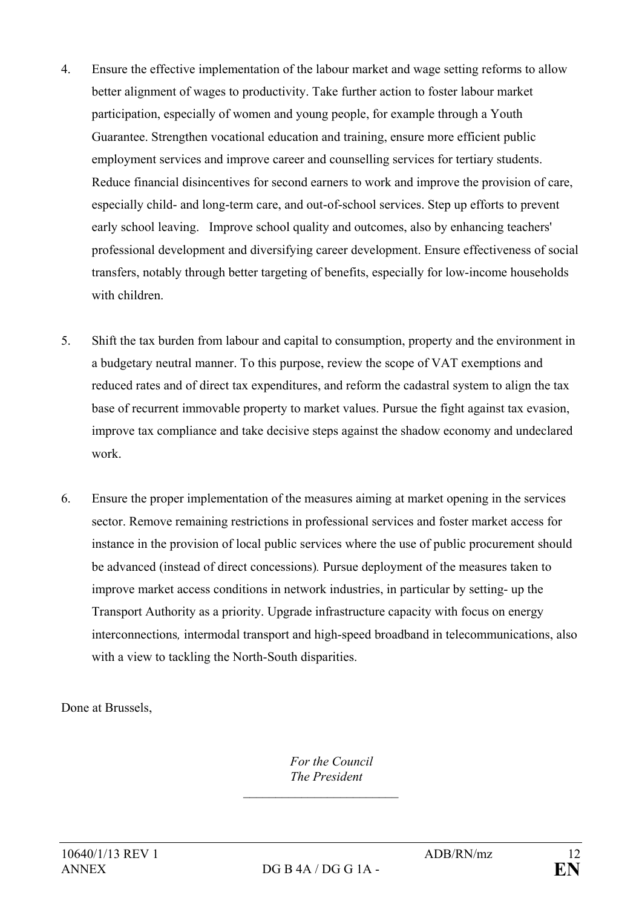4. Ensure the effective implementation of the labour market and wage setting reforms to allow better alignment of wages to productivity. Take further action to foster labour market participation, especially of women and young people, for example through a Youth Guarantee. Strengthen vocational education and training, ensure more efficient public employment services and improve career and counselling services for tertiary students. Reduce financial disincentives for second earners to work and improve the provision of care, especially child- and long-term care, and out-of-school services. Step up efforts to prevent early school leaving. Improve school quality and outcomes, also by enhancing teachers' professional development and diversifying career development. Ensure effectiveness of social transfers, notably through better targeting of benefits, especially for low-income households with children.

5. Shift the tax burden from labour and capital to consumption, property and the environment in a budgetary neutral manner. To this purpose, review the scope of VAT exemptions and reduced rates and of direct tax expenditures, and reform the cadastral system to align the tax base of recurrent immovable property to market values. Pursue the fight against tax evasion, improve tax compliance and take decisive steps against the shadow economy and undeclared work.

6. Ensure the proper implementation of the measures aiming at market opening in the services sector. Remove remaining restrictions in professional services and foster market access for instance in the provision of local public services where the use of public procurement should be advanced (instead of direct concessions). Pursue deployment of the measures taken to improve market access conditions in network industries, in particular by setting- up the Transport Authority as a priority. Upgrade infrastructure capacity with focus on energy interconnections, intermodal transport and high-speed broadband in telecommunications, also with a view to tackling the North-South disparities.

Done at Brussels,

*For the Council*
*The President*